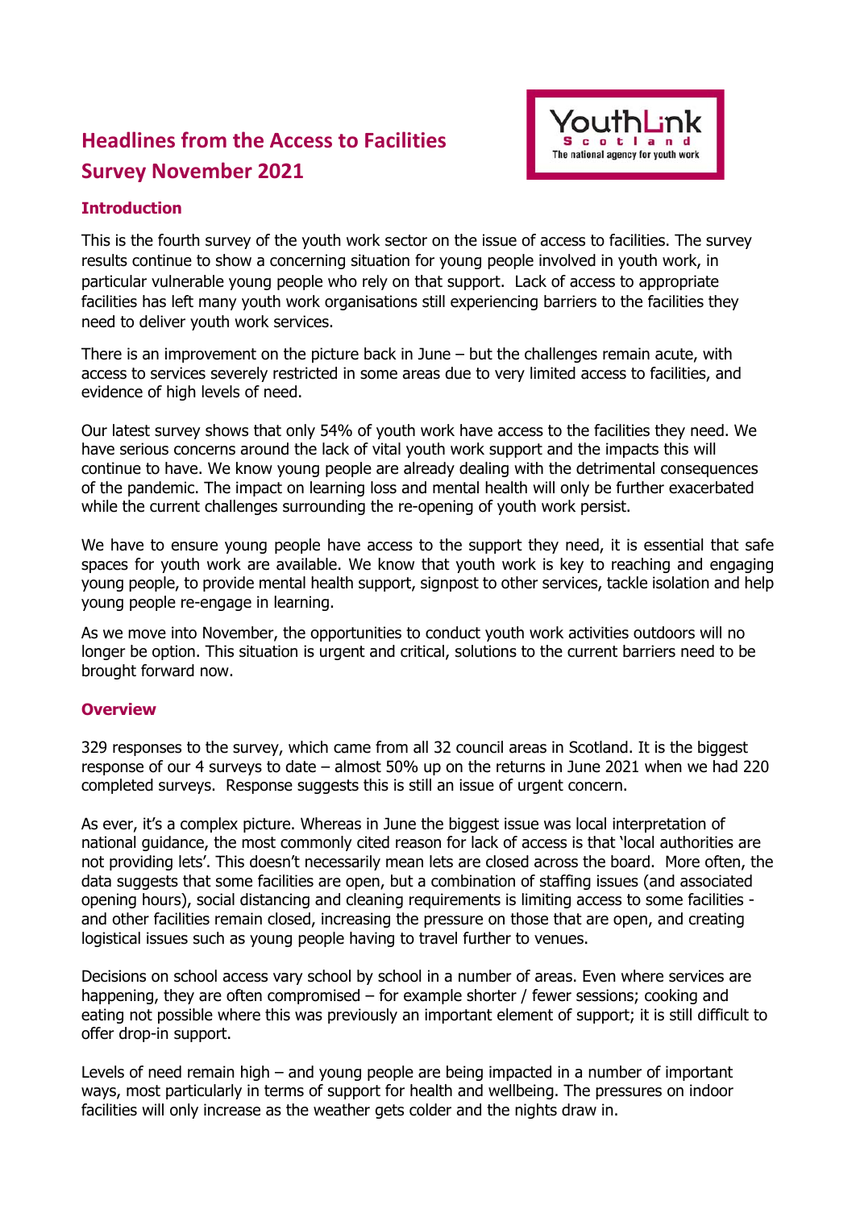# Headlines from the Access to Facilities Survey November 2021

YouthLink Scotland
The national agency for youth work

## Introduction

This is the fourth survey of the youth work sector on the issue of access to facilities. The survey results continue to show a concerning situation for young people involved in youth work, in particular vulnerable young people who rely on that support. Lack of access to appropriate facilities has left many youth work organisations still experiencing barriers to the facilities they need to deliver youth work services.

There is an improvement on the picture back in June – but the challenges remain acute, with access to services severely restricted in some areas due to very limited access to facilities, and evidence of high levels of need.

Our latest survey shows that only 54% of youth work have access to the facilities they need. We have serious concerns around the lack of vital youth work support and the impacts this will continue to have. We know young people are already dealing with the detrimental consequences of the pandemic. The impact on learning loss and mental health will only be further exacerbated while the current challenges surrounding the re-opening of youth work persist.

We have to ensure young people have access to the support they need, it is essential that safe spaces for youth work are available. We know that youth work is key to reaching and engaging young people, to provide mental health support, signpost to other services, tackle isolation and help young people re-engage in learning.

As we move into November, the opportunities to conduct youth work activities outdoors will no longer be option. This situation is urgent and critical, solutions to the current barriers need to be brought forward now.

## Overview

329 responses to the survey, which came from all 32 council areas in Scotland. It is the biggest response of our 4 surveys to date – almost 50% up on the returns in June 2021 when we had 220 completed surveys. Response suggests this is still an issue of urgent concern.

As ever, it's a complex picture. Whereas in June the biggest issue was local interpretation of national guidance, the most commonly cited reason for lack of access is that 'local authorities are not providing lets'. This doesn't necessarily mean lets are closed across the board. More often, the data suggests that some facilities are open, but a combination of staffing issues (and associated opening hours), social distancing and cleaning requirements is limiting access to some facilities - and other facilities remain closed, increasing the pressure on those that are open, and creating logistical issues such as young people having to travel further to venues.

Decisions on school access vary school by school in a number of areas. Even where services are happening, they are often compromised – for example shorter / fewer sessions; cooking and eating not possible where this was previously an important element of support; it is still difficult to offer drop-in support.

Levels of need remain high – and young people are being impacted in a number of important ways, most particularly in terms of support for health and wellbeing. The pressures on indoor facilities will only increase as the weather gets colder and the nights draw in.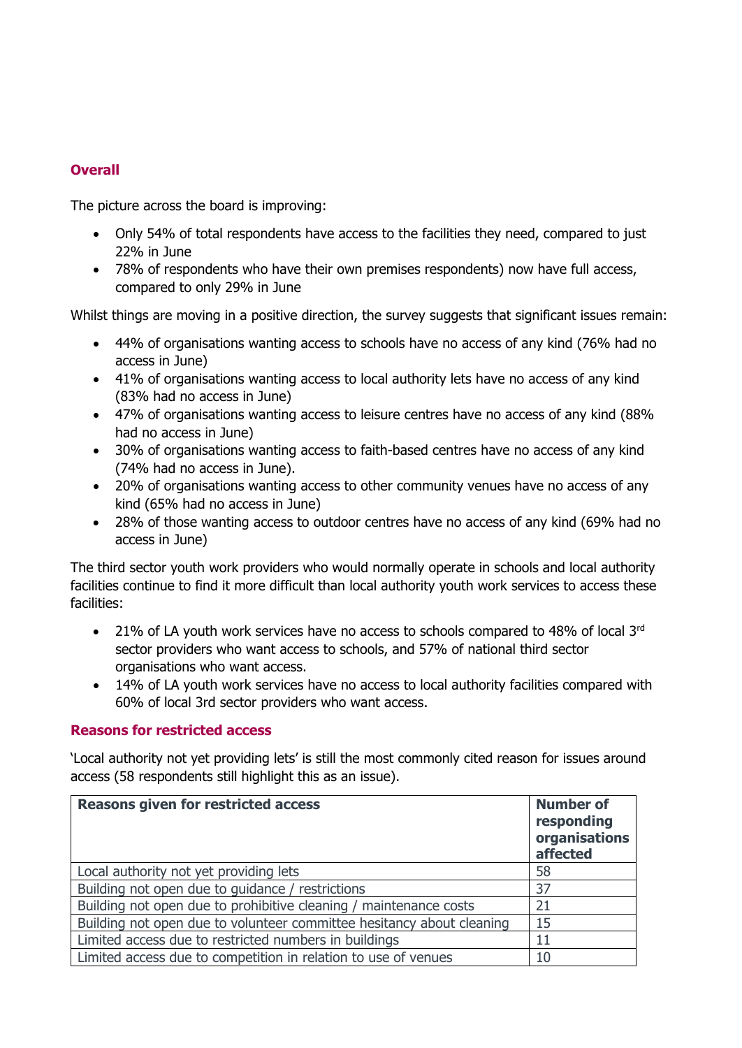### Overall

The picture across the board is improving:

- Only 54% of total respondents have access to the facilities they need, compared to just 22% in June
- 78% of respondents who have their own premises respondents) now have full access, compared to only 29% in June

Whilst things are moving in a positive direction, the survey suggests that significant issues remain:

- 44% of organisations wanting access to schools have no access of any kind (76% had no access in June)
- 41% of organisations wanting access to local authority lets have no access of any kind (83% had no access in June)
- 47% of organisations wanting access to leisure centres have no access of any kind (88% had no access in June)
- 30% of organisations wanting access to faith-based centres have no access of any kind (74% had no access in June).
- 20% of organisations wanting access to other community venues have no access of any kind (65% had no access in June)
- 28% of those wanting access to outdoor centres have no access of any kind (69% had no access in June)

The third sector youth work providers who would normally operate in schools and local authority facilities continue to find it more difficult than local authority youth work services to access these facilities:

- 21% of LA youth work services have no access to schools compared to 48% of local 3rd sector providers who want access to schools, and 57% of national third sector organisations who want access.
- 14% of LA youth work services have no access to local authority facilities compared with 60% of local 3rd sector providers who want access.

### Reasons for restricted access

'Local authority not yet providing lets' is still the most commonly cited reason for issues around access (58 respondents still highlight this as an issue).

| Reasons given for restricted access | Number of responding organisations affected |
|---|---|
| Local authority not yet providing lets | 58 |
| Building not open due to guidance / restrictions | 37 |
| Building not open due to prohibitive cleaning / maintenance costs | 21 |
| Building not open due to volunteer committee hesitancy about cleaning | 15 |
| Limited access due to restricted numbers in buildings | 11 |
| Limited access due to competition in relation to use of venues | 10 |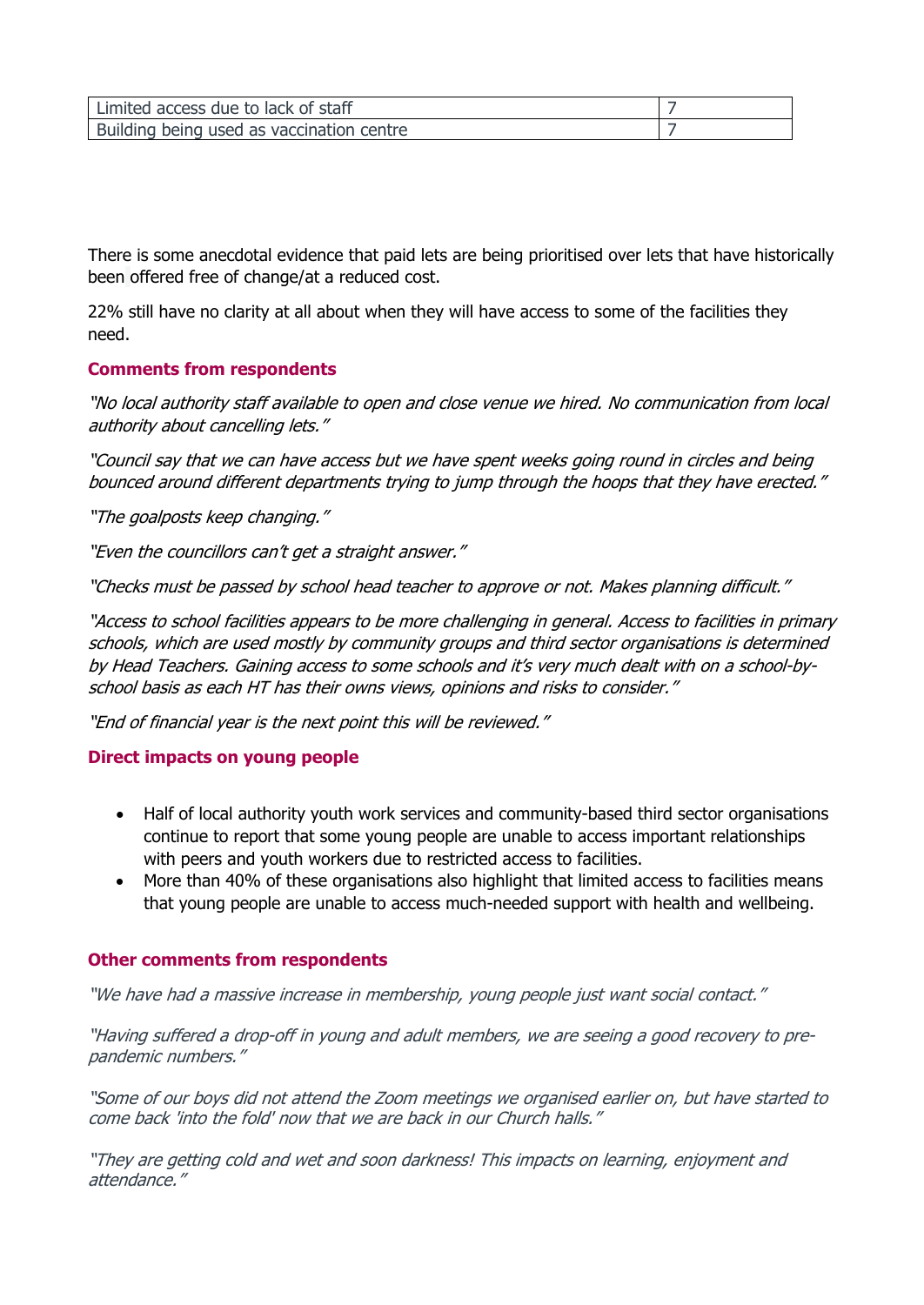| | |
|---|---|
| Limited access due to lack of staff | 7 |
| Building being used as vaccination centre | 7 |

There is some anecdotal evidence that paid lets are being prioritised over lets that have historically been offered free of change/at a reduced cost.

22% still have no clarity at all about when they will have access to some of the facilities they need.

### Comments from respondents

*"No local authority staff available to open and close venue we hired. No communication from local authority about cancelling lets."*

*"Council say that we can have access but we have spent weeks going round in circles and being bounced around different departments trying to jump through the hoops that they have erected."*

*"The goalposts keep changing."*

*"Even the councillors can't get a straight answer."*

*"Checks must be passed by school head teacher to approve or not. Makes planning difficult."*

*"Access to school facilities appears to be more challenging in general. Access to facilities in primary schools, which are used mostly by community groups and third sector organisations is determined by Head Teachers. Gaining access to some schools and it's very much dealt with on a school-by-school basis as each HT has their owns views, opinions and risks to consider."*

*"End of financial year is the next point this will be reviewed."*

### Direct impacts on young people

- Half of local authority youth work services and community-based third sector organisations continue to report that some young people are unable to access important relationships with peers and youth workers due to restricted access to facilities.
- More than 40% of these organisations also highlight that limited access to facilities means that young people are unable to access much-needed support with health and wellbeing.

### Other comments from respondents

*"We have had a massive increase in membership, young people just want social contact."*

*"Having suffered a drop-off in young and adult members, we are seeing a good recovery to pre-pandemic numbers."*

*"Some of our boys did not attend the Zoom meetings we organised earlier on, but have started to come back 'into the fold' now that we are back in our Church halls."*

*"They are getting cold and wet and soon darkness! This impacts on learning, enjoyment and attendance."*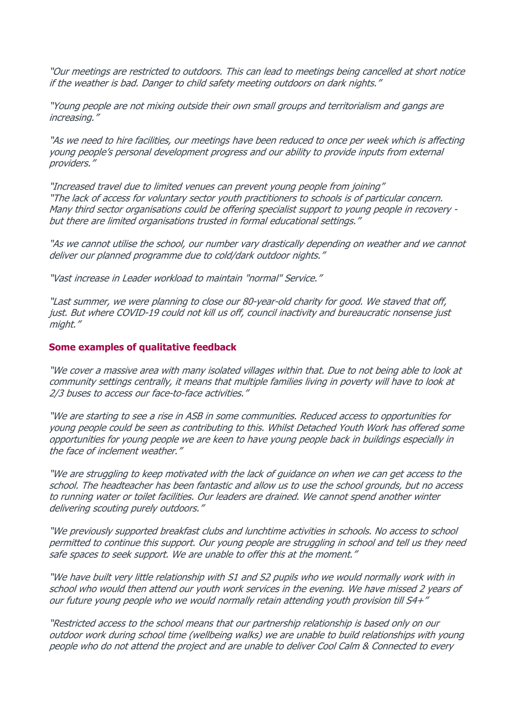*"Our meetings are restricted to outdoors. This can lead to meetings being cancelled at short notice if the weather is bad. Danger to child safety meeting outdoors on dark nights."*

*"Young people are not mixing outside their own small groups and territorialism and gangs are increasing."*

*"As we need to hire facilities, our meetings have been reduced to once per week which is affecting young people's personal development progress and our ability to provide inputs from external providers."*

*"Increased travel due to limited venues can prevent young people from joining"*
*"The lack of access for voluntary sector youth practitioners to schools is of particular concern. Many third sector organisations could be offering specialist support to young people in recovery - but there are limited organisations trusted in formal educational settings."*

*"As we cannot utilise the school, our number vary drastically depending on weather and we cannot deliver our planned programme due to cold/dark outdoor nights."*

*"Vast increase in Leader workload to maintain "normal" Service."*

*"Last summer, we were planning to close our 80-year-old charity for good. We staved that off, just. But where COVID-19 could not kill us off, council inactivity and bureaucratic nonsense just might."*

### Some examples of qualitative feedback

*"We cover a massive area with many isolated villages within that. Due to not being able to look at community settings centrally, it means that multiple families living in poverty will have to look at 2/3 buses to access our face-to-face activities."*

*"We are starting to see a rise in ASB in some communities. Reduced access to opportunities for young people could be seen as contributing to this. Whilst Detached Youth Work has offered some opportunities for young people we are keen to have young people back in buildings especially in the face of inclement weather."*

*"We are struggling to keep motivated with the lack of guidance on when we can get access to the school. The headteacher has been fantastic and allow us to use the school grounds, but no access to running water or toilet facilities. Our leaders are drained. We cannot spend another winter delivering scouting purely outdoors."*

*"We previously supported breakfast clubs and lunchtime activities in schools. No access to school permitted to continue this support. Our young people are struggling in school and tell us they need safe spaces to seek support. We are unable to offer this at the moment."*

*"We have built very little relationship with S1 and S2 pupils who we would normally work with in school who would then attend our youth work services in the evening. We have missed 2 years of our future young people who we would normally retain attending youth provision till S4+"*

*"Restricted access to the school means that our partnership relationship is based only on our outdoor work during school time (wellbeing walks) we are unable to build relationships with young people who do not attend the project and are unable to deliver Cool Calm & Connected to every*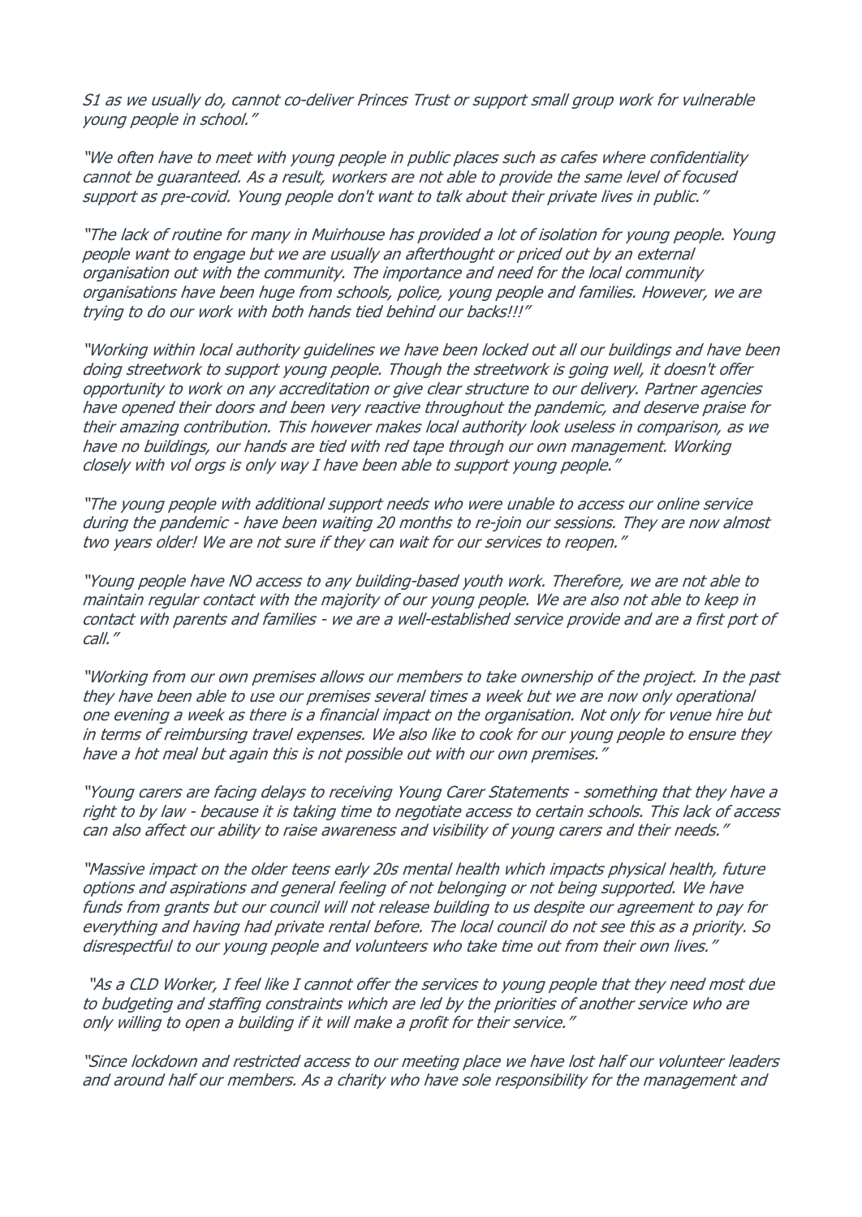*S1 as we usually do, cannot co-deliver Princes Trust or support small group work for vulnerable young people in school."*

*"We often have to meet with young people in public places such as cafes where confidentiality cannot be guaranteed. As a result, workers are not able to provide the same level of focused support as pre-covid. Young people don't want to talk about their private lives in public."*

*"The lack of routine for many in Muirhouse has provided a lot of isolation for young people. Young people want to engage but we are usually an afterthought or priced out by an external organisation out with the community. The importance and need for the local community organisations have been huge from schools, police, young people and families. However, we are trying to do our work with both hands tied behind our backs!!!"*

*"Working within local authority guidelines we have been locked out all our buildings and have been doing streetwork to support young people. Though the streetwork is going well, it doesn't offer opportunity to work on any accreditation or give clear structure to our delivery. Partner agencies have opened their doors and been very reactive throughout the pandemic, and deserve praise for their amazing contribution. This however makes local authority look useless in comparison, as we have no buildings, our hands are tied with red tape through our own management. Working closely with vol orgs is only way I have been able to support young people."*

*"The young people with additional support needs who were unable to access our online service during the pandemic - have been waiting 20 months to re-join our sessions. They are now almost two years older! We are not sure if they can wait for our services to reopen."*

*"Young people have NO access to any building-based youth work. Therefore, we are not able to maintain regular contact with the majority of our young people. We are also not able to keep in contact with parents and families - we are a well-established service provide and are a first port of call."*

*"Working from our own premises allows our members to take ownership of the project. In the past they have been able to use our premises several times a week but we are now only operational one evening a week as there is a financial impact on the organisation. Not only for venue hire but in terms of reimbursing travel expenses. We also like to cook for our young people to ensure they have a hot meal but again this is not possible out with our own premises."*

*"Young carers are facing delays to receiving Young Carer Statements - something that they have a right to by law - because it is taking time to negotiate access to certain schools. This lack of access can also affect our ability to raise awareness and visibility of young carers and their needs."*

*"Massive impact on the older teens early 20s mental health which impacts physical health, future options and aspirations and general feeling of not belonging or not being supported. We have funds from grants but our council will not release building to us despite our agreement to pay for everything and having had private rental before. The local council do not see this as a priority. So disrespectful to our young people and volunteers who take time out from their own lives."*

*"As a CLD Worker, I feel like I cannot offer the services to young people that they need most due to budgeting and staffing constraints which are led by the priorities of another service who are only willing to open a building if it will make a profit for their service."*

*"Since lockdown and restricted access to our meeting place we have lost half our volunteer leaders and around half our members. As a charity who have sole responsibility for the management and*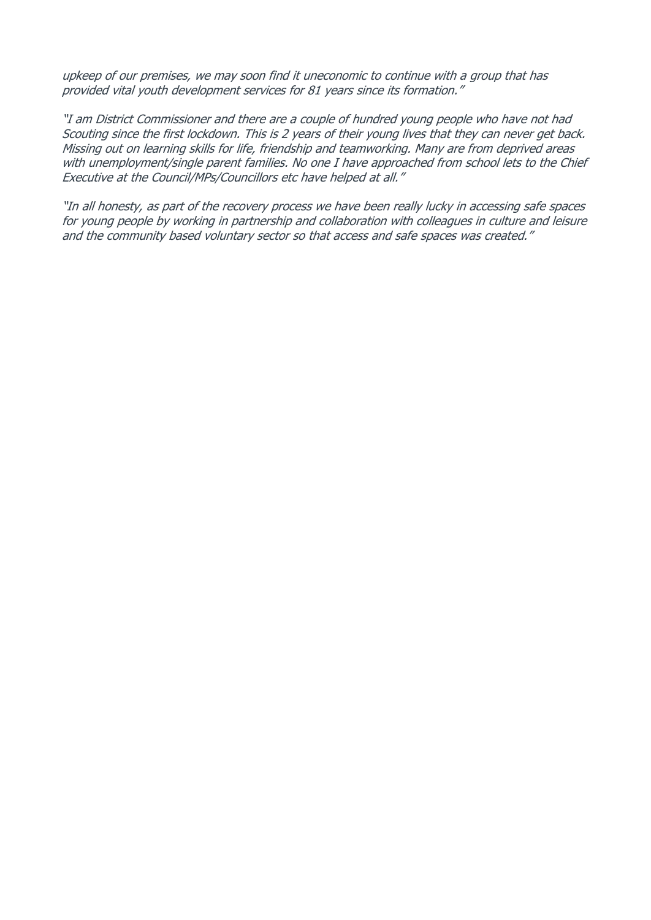*upkeep of our premises, we may soon find it uneconomic to continue with a group that has provided vital youth development services for 81 years since its formation."*

*"I am District Commissioner and there are a couple of hundred young people who have not had Scouting since the first lockdown. This is 2 years of their young lives that they can never get back. Missing out on learning skills for life, friendship and teamworking. Many are from deprived areas with unemployment/single parent families. No one I have approached from school lets to the Chief Executive at the Council/MPs/Councillors etc have helped at all."*

*"In all honesty, as part of the recovery process we have been really lucky in accessing safe spaces for young people by working in partnership and collaboration with colleagues in culture and leisure and the community based voluntary sector so that access and safe spaces was created."*